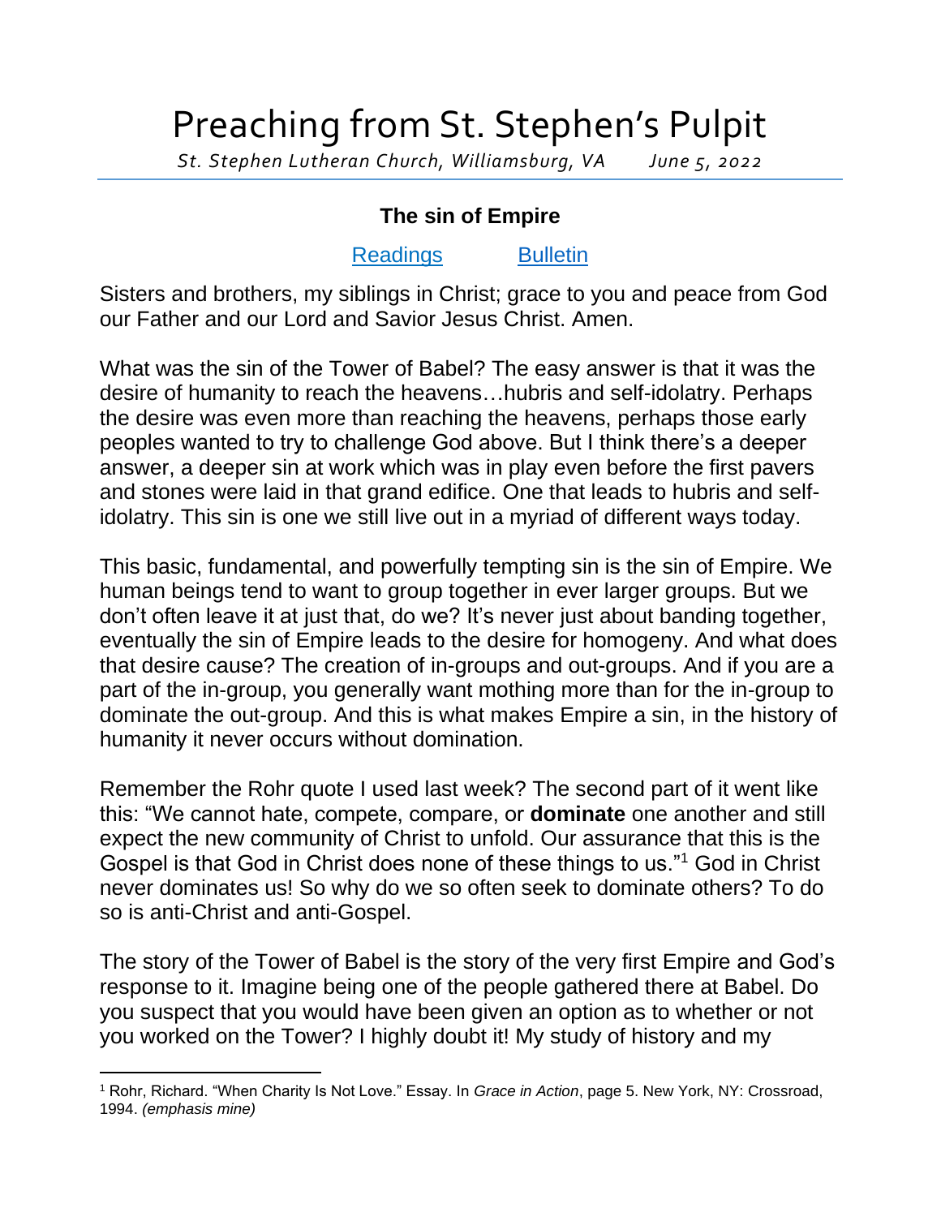# Preaching from St. Stephen's Pulpit

*St. Stephen Lutheran Church, Williamsburg, VA June 5, 2022*

## The sin of Empire

Readings Bulletin

Sisters and brothers, my siblings in Christ; grace to you and peace from God our Father and our Lord and Savior Jesus Christ. Amen.

What was the sin of the Tower of Babel? The easy answer is that it was the desire of humanity to reach the heavens…hubris and self-idolatry. Perhaps the desire was even more than reaching the heavens, perhaps those early peoples wanted to try to challenge God above. But I think there's a deeper answer, a deeper sin at work which was in play even before the first pavers and stones were laid in that grand edifice. One that leads to hubris and self-idolatry. This sin is one we still live out in a myriad of different ways today.

This basic, fundamental, and powerfully tempting sin is the sin of Empire. We human beings tend to want to group together in ever larger groups. But we don't often leave it at just that, do we? It's never just about banding together, eventually the sin of Empire leads to the desire for homogeny. And what does that desire cause? The creation of in-groups and out-groups. And if you are a part of the in-group, you generally want mothing more than for the in-group to dominate the out-group. And this is what makes Empire a sin, in the history of humanity it never occurs without domination.

Remember the Rohr quote I used last week? The second part of it went like this: "We cannot hate, compete, compare, or **dominate** one another and still expect the new community of Christ to unfold. Our assurance that this is the Gospel is that God in Christ does none of these things to us."[1] God in Christ never dominates us! So why do we so often seek to dominate others? To do so is anti-Christ and anti-Gospel.

The story of the Tower of Babel is the story of the very first Empire and God's response to it. Imagine being one of the people gathered there at Babel. Do you suspect that you would have been given an option as to whether or not you worked on the Tower? I highly doubt it! My study of history and my

---

[1] Rohr, Richard. "When Charity Is Not Love." Essay. In *Grace in Action*, page 5. New York, NY: Crossroad, 1994. *(emphasis mine)*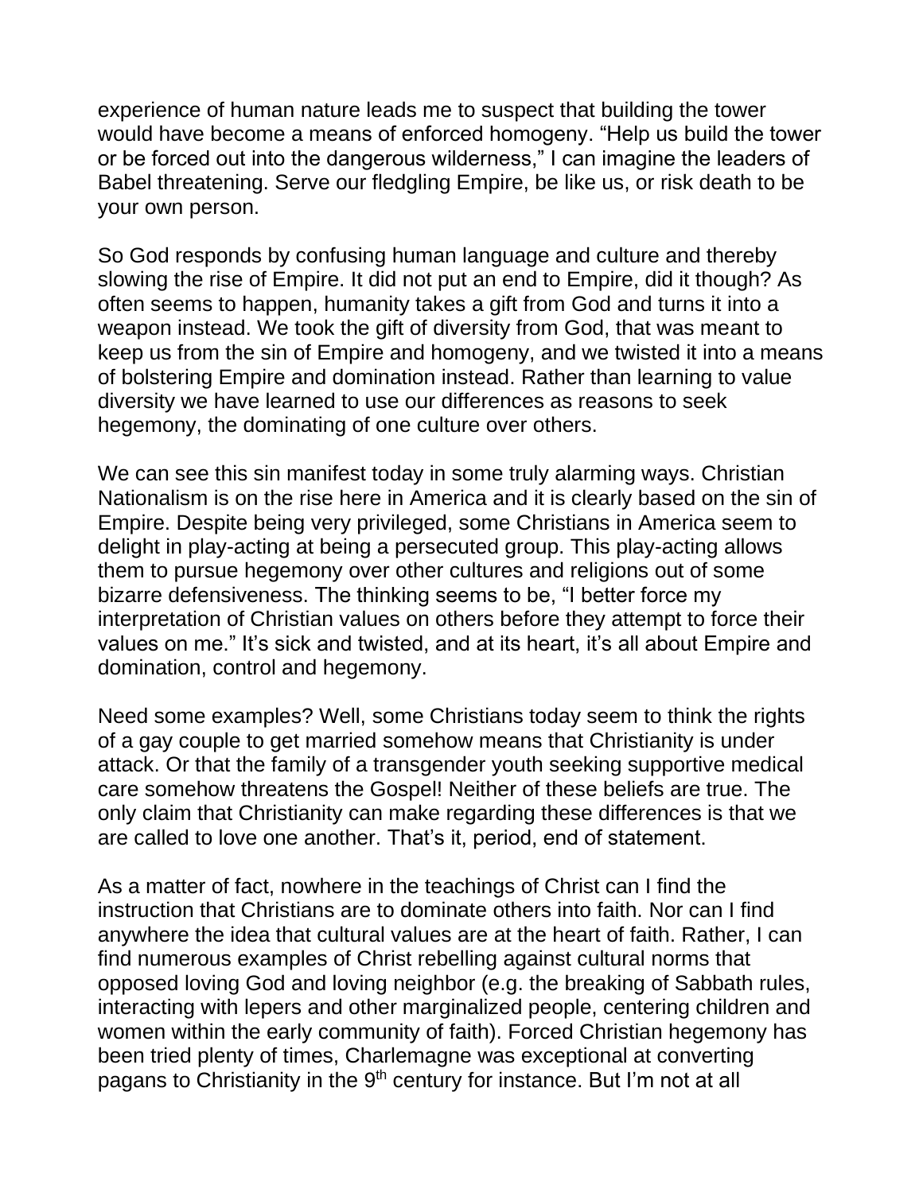experience of human nature leads me to suspect that building the tower would have become a means of enforced homogeny. “Help us build the tower or be forced out into the dangerous wilderness,” I can imagine the leaders of Babel threatening. Serve our fledgling Empire, be like us, or risk death to be your own person.

So God responds by confusing human language and culture and thereby slowing the rise of Empire. It did not put an end to Empire, did it though? As often seems to happen, humanity takes a gift from God and turns it into a weapon instead. We took the gift of diversity from God, that was meant to keep us from the sin of Empire and homogeny, and we twisted it into a means of bolstering Empire and domination instead. Rather than learning to value diversity we have learned to use our differences as reasons to seek hegemony, the dominating of one culture over others.

We can see this sin manifest today in some truly alarming ways. Christian Nationalism is on the rise here in America and it is clearly based on the sin of Empire. Despite being very privileged, some Christians in America seem to delight in play-acting at being a persecuted group. This play-acting allows them to pursue hegemony over other cultures and religions out of some bizarre defensiveness. The thinking seems to be, “I better force my interpretation of Christian values on others before they attempt to force their values on me.” It’s sick and twisted, and at its heart, it’s all about Empire and domination, control and hegemony.

Need some examples? Well, some Christians today seem to think the rights of a gay couple to get married somehow means that Christianity is under attack. Or that the family of a transgender youth seeking supportive medical care somehow threatens the Gospel! Neither of these beliefs are true. The only claim that Christianity can make regarding these differences is that we are called to love one another. That’s it, period, end of statement.

As a matter of fact, nowhere in the teachings of Christ can I find the instruction that Christians are to dominate others into faith. Nor can I find anywhere the idea that cultural values are at the heart of faith. Rather, I can find numerous examples of Christ rebelling against cultural norms that opposed loving God and loving neighbor (e.g. the breaking of Sabbath rules, interacting with lepers and other marginalized people, centering children and women within the early community of faith). Forced Christian hegemony has been tried plenty of times, Charlemagne was exceptional at converting pagans to Christianity in the 9th century for instance. But I’m not at all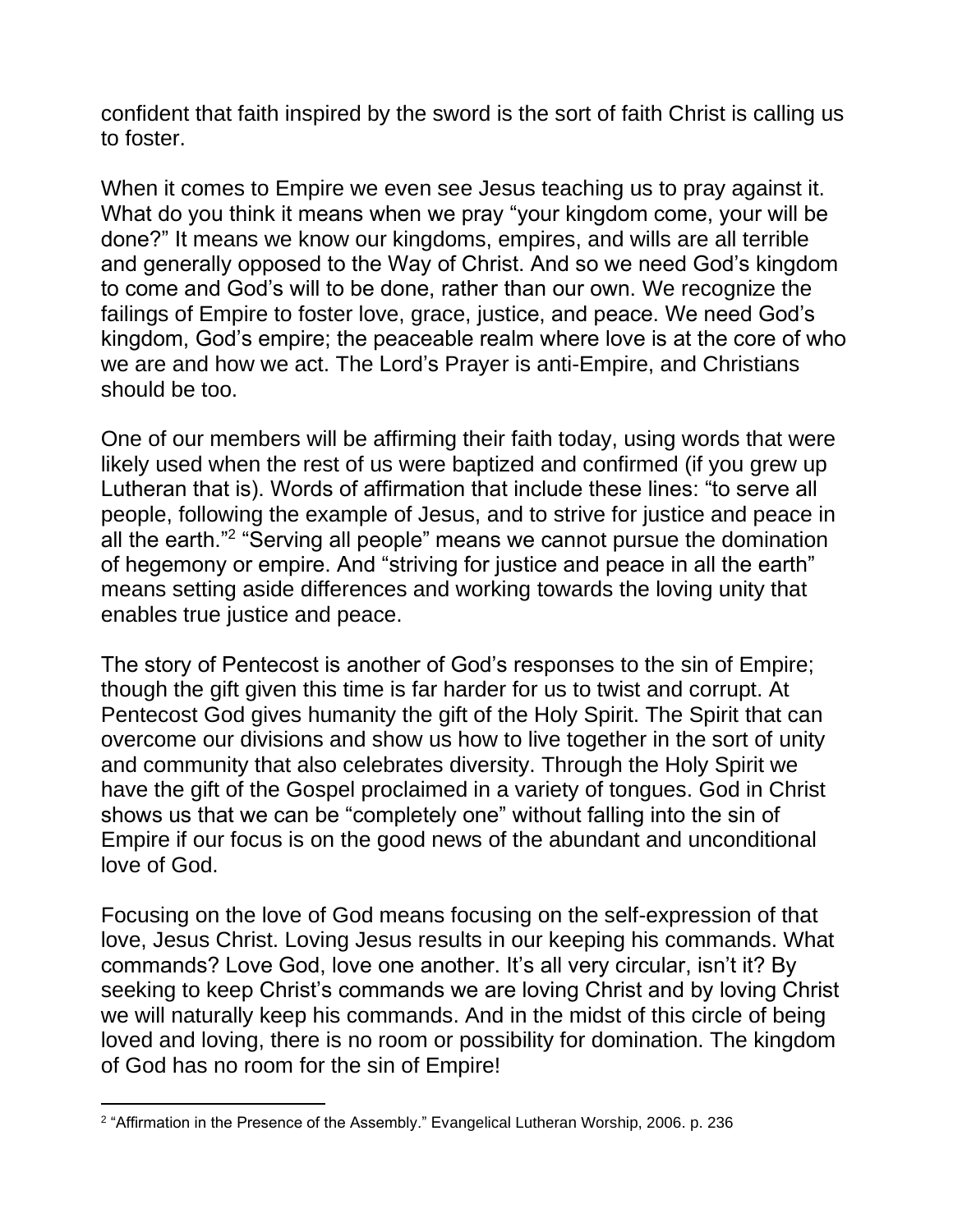confident that faith inspired by the sword is the sort of faith Christ is calling us to foster.

When it comes to Empire we even see Jesus teaching us to pray against it. What do you think it means when we pray "your kingdom come, your will be done?" It means we know our kingdoms, empires, and wills are all terrible and generally opposed to the Way of Christ. And so we need God's kingdom to come and God's will to be done, rather than our own. We recognize the failings of Empire to foster love, grace, justice, and peace. We need God's kingdom, God's empire; the peaceable realm where love is at the core of who we are and how we act. The Lord's Prayer is anti-Empire, and Christians should be too.

One of our members will be affirming their faith today, using words that were likely used when the rest of us were baptized and confirmed (if you grew up Lutheran that is). Words of affirmation that include these lines: "to serve all people, following the example of Jesus, and to strive for justice and peace in all the earth."[2] "Serving all people" means we cannot pursue the domination of hegemony or empire. And "striving for justice and peace in all the earth" means setting aside differences and working towards the loving unity that enables true justice and peace.

The story of Pentecost is another of God's responses to the sin of Empire; though the gift given this time is far harder for us to twist and corrupt. At Pentecost God gives humanity the gift of the Holy Spirit. The Spirit that can overcome our divisions and show us how to live together in the sort of unity and community that also celebrates diversity. Through the Holy Spirit we have the gift of the Gospel proclaimed in a variety of tongues. God in Christ shows us that we can be "completely one" without falling into the sin of Empire if our focus is on the good news of the abundant and unconditional love of God.

Focusing on the love of God means focusing on the self-expression of that love, Jesus Christ. Loving Jesus results in our keeping his commands. What commands? Love God, love one another. It's all very circular, isn't it? By seeking to keep Christ's commands we are loving Christ and by loving Christ we will naturally keep his commands. And in the midst of this circle of being loved and loving, there is no room or possibility for domination. The kingdom of God has no room for the sin of Empire!

---

[2] "Affirmation in the Presence of the Assembly." Evangelical Lutheran Worship, 2006. p. 236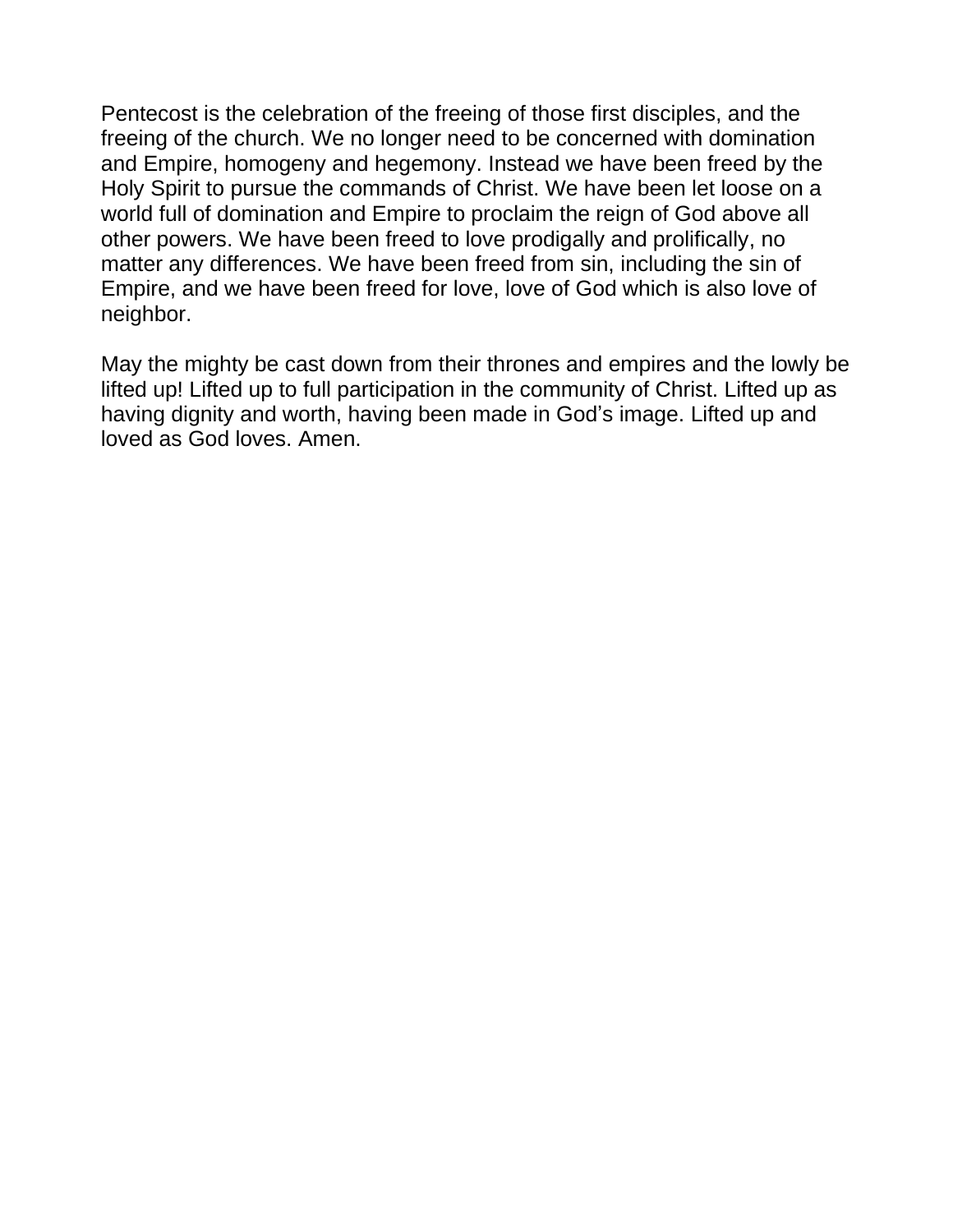Pentecost is the celebration of the freeing of those first disciples, and the freeing of the church. We no longer need to be concerned with domination and Empire, homogeny and hegemony. Instead we have been freed by the Holy Spirit to pursue the commands of Christ. We have been let loose on a world full of domination and Empire to proclaim the reign of God above all other powers. We have been freed to love prodigally and prolifically, no matter any differences. We have been freed from sin, including the sin of Empire, and we have been freed for love, love of God which is also love of neighbor.

May the mighty be cast down from their thrones and empires and the lowly be lifted up! Lifted up to full participation in the community of Christ. Lifted up as having dignity and worth, having been made in God's image. Lifted up and loved as God loves. Amen.